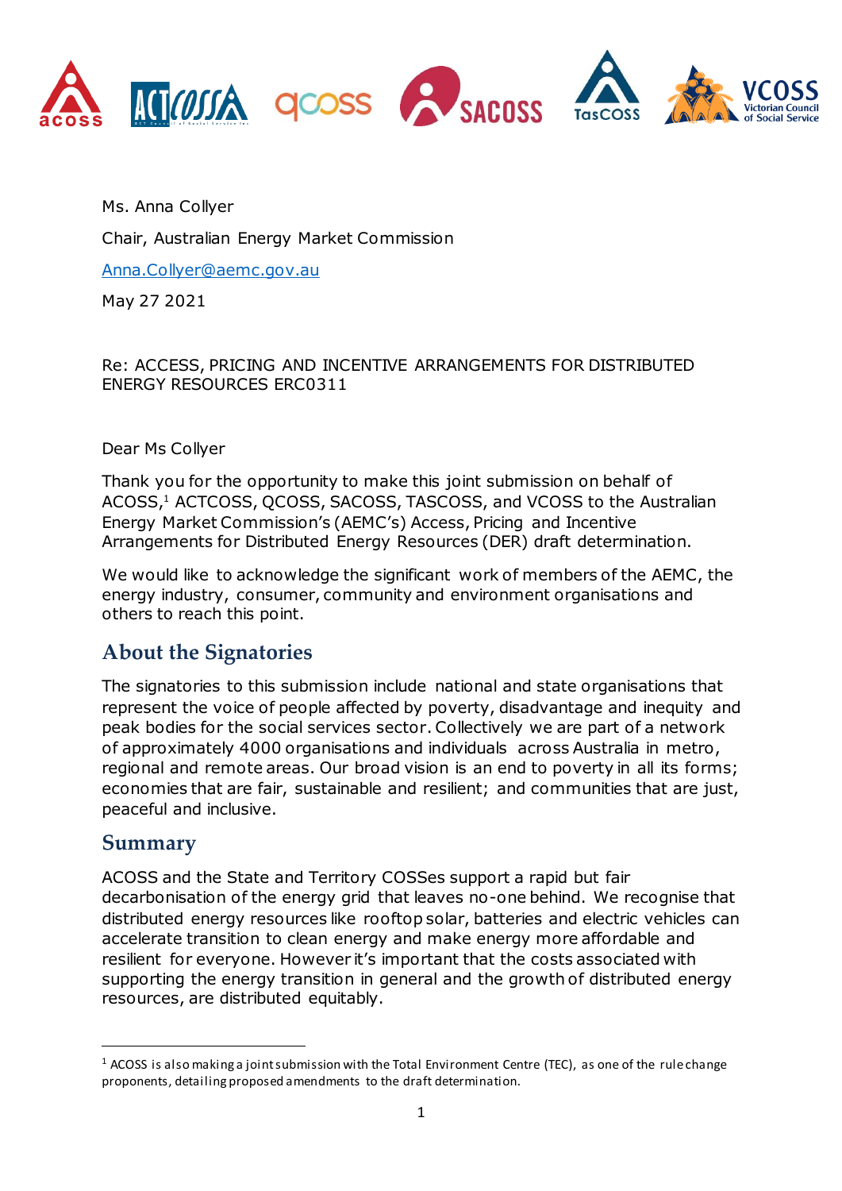Ms. Anna Collyer

Chair, Australian Energy Market Commission

Anna.Collyer@aemc.gov.au

May 27 2021

Re: ACCESS, PRICING AND INCENTIVE ARRANGEMENTS FOR DISTRIBUTED ENERGY RESOURCES ERC0311

Dear Ms Collyer

Thank you for the opportunity to make this joint submission on behalf of ACOSS,[1] ACTCOSS, QCOSS, SACOSS, TASCOSS, and VCOSS to the Australian Energy Market Commission's (AEMC's) Access, Pricing and Incentive Arrangements for Distributed Energy Resources (DER) draft determination.

We would like to acknowledge the significant work of members of the AEMC, the energy industry, consumer, community and environment organisations and others to reach this point.

## About the Signatories

The signatories to this submission include national and state organisations that represent the voice of people affected by poverty, disadvantage and inequity and peak bodies for the social services sector. Collectively we are part of a network of approximately 4000 organisations and individuals across Australia in metro, regional and remote areas. Our broad vision is an end to poverty in all its forms; economies that are fair, sustainable and resilient; and communities that are just, peaceful and inclusive.

## Summary

ACOSS and the State and Territory COSSes support a rapid but fair decarbonisation of the energy grid that leaves no-one behind. We recognise that distributed energy resources like rooftop solar, batteries and electric vehicles can accelerate transition to clean energy and make energy more affordable and resilient for everyone. However it's important that the costs associated with supporting the energy transition in general and the growth of distributed energy resources, are distributed equitably.

[1] ACOSS is also making a joint submission with the Total Environment Centre (TEC), as one of the rule change proponents, detailing proposed amendments to the draft determination.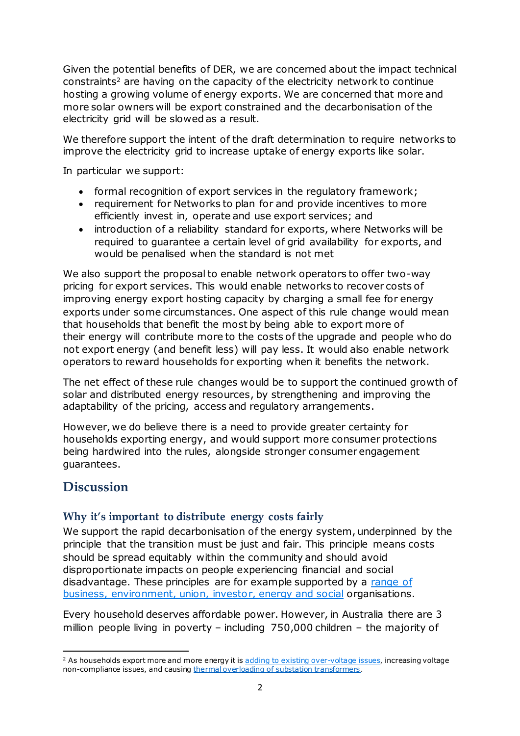Given the potential benefits of DER, we are concerned about the impact technical constraints[2] are having on the capacity of the electricity network to continue hosting a growing volume of energy exports. We are concerned that more and more solar owners will be export constrained and the decarbonisation of the electricity grid will be slowed as a result.

We therefore support the intent of the draft determination to require networks to improve the electricity grid to increase uptake of energy exports like solar.

In particular we support:

- formal recognition of export services in the regulatory framework;
- requirement for Networks to plan for and provide incentives to more efficiently invest in, operate and use export services; and
- introduction of a reliability standard for exports, where Networks will be required to guarantee a certain level of grid availability for exports, and would be penalised when the standard is not met

We also support the proposal to enable network operators to offer two-way pricing for export services. This would enable networks to recover costs of improving energy export hosting capacity by charging a small fee for energy exports under some circumstances. One aspect of this rule change would mean that households that benefit the most by being able to export more of their energy will contribute more to the costs of the upgrade and people who do not export energy (and benefit less) will pay less. It would also enable network operators to reward households for exporting when it benefits the network.

The net effect of these rule changes would be to support the continued growth of solar and distributed energy resources, by strengthening and improving the adaptability of the pricing, access and regulatory arrangements.

However, we do believe there is a need to provide greater certainty for households exporting energy, and would support more consumer protections being hardwired into the rules, alongside stronger consumer engagement guarantees.

## Discussion

### Why it's important to distribute energy costs fairly

We support the rapid decarbonisation of the energy system, underpinned by the principle that the transition must be just and fair. This principle means costs should be spread equitably within the community and should avoid disproportionate impacts on people experiencing financial and social disadvantage. These principles are for example supported by a range of business, environment, union, investor, energy and social organisations.

Every household deserves affordable power. However, in Australia there are 3 million people living in poverty – including 750,000 children – the majority of

[2] As households export more and more energy it is adding to existing over-voltage issues, increasing voltage non-compliance issues, and causing thermal overloading of substation transformers.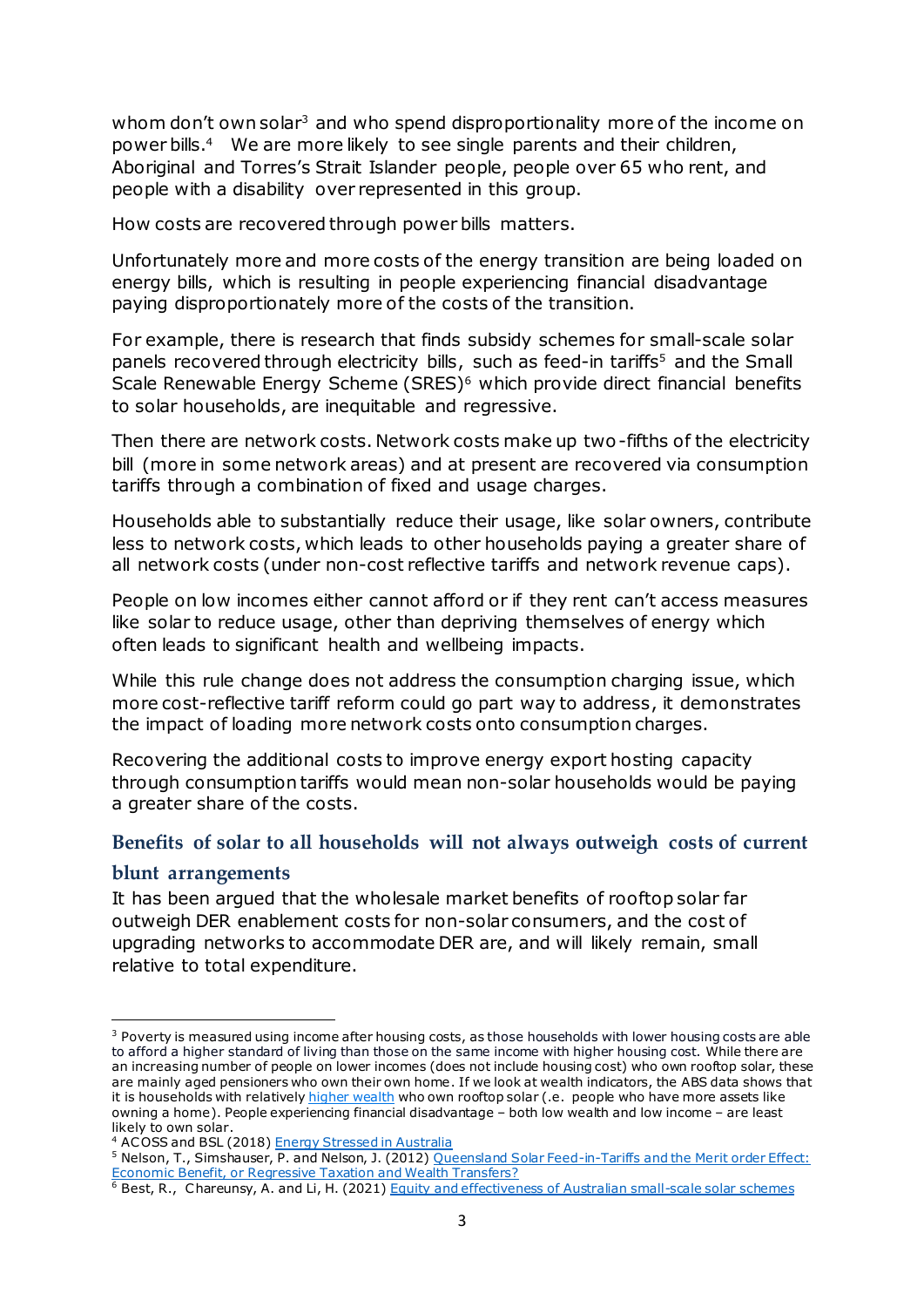whom don't own solar[3] and who spend disproportionality more of the income on power bills.[4] We are more likely to see single parents and their children, Aboriginal and Torres's Strait Islander people, people over 65 who rent, and people with a disability over represented in this group.

How costs are recovered through power bills matters.

Unfortunately more and more costs of the energy transition are being loaded on energy bills, which is resulting in people experiencing financial disadvantage paying disproportionately more of the costs of the transition.

For example, there is research that finds subsidy schemes for small-scale solar panels recovered through electricity bills, such as feed-in tariffs[5] and the Small Scale Renewable Energy Scheme (SRES)[6] which provide direct financial benefits to solar households, are inequitable and regressive.

Then there are network costs. Network costs make up two-fifths of the electricity bill (more in some network areas) and at present are recovered via consumption tariffs through a combination of fixed and usage charges.

Households able to substantially reduce their usage, like solar owners, contribute less to network costs, which leads to other households paying a greater share of all network costs (under non-cost reflective tariffs and network revenue caps).

People on low incomes either cannot afford or if they rent can't access measures like solar to reduce usage, other than depriving themselves of energy which often leads to significant health and wellbeing impacts.

While this rule change does not address the consumption charging issue, which more cost-reflective tariff reform could go part way to address, it demonstrates the impact of loading more network costs onto consumption charges.

Recovering the additional costs to improve energy export hosting capacity through consumption tariffs would mean non-solar households would be paying a greater share of the costs.

## Benefits of solar to all households will not always outweigh costs of current blunt arrangements

It has been argued that the wholesale market benefits of rooftop solar far outweigh DER enablement costs for non-solar consumers, and the cost of upgrading networks to accommodate DER are, and will likely remain, small relative to total expenditure.

---

[3] Poverty is measured using income after housing costs, as those households with lower housing costs are able to afford a higher standard of living than those on the same income with higher housing cost. While there are an increasing number of people on lower incomes (does not include housing cost) who own rooftop solar, these are mainly aged pensioners who own their own home. If we look at wealth indicators, the ABS data shows that it is households with relatively higher wealth who own rooftop solar (.e. people who have more assets like owning a home). People experiencing financial disadvantage – both low wealth and low income – are least likely to own solar.

[4] ACOSS and BSL (2018) Energy Stressed in Australia

[5] Nelson, T., Simshauser, P. and Nelson, J. (2012) Queensland Solar Feed-in-Tariffs and the Merit order Effect: Economic Benefit, or Regressive Taxation and Wealth Transfers?

[6] Best, R., Chareunsy, A. and Li, H. (2021) Equity and effectiveness of Australian small-scale solar schemes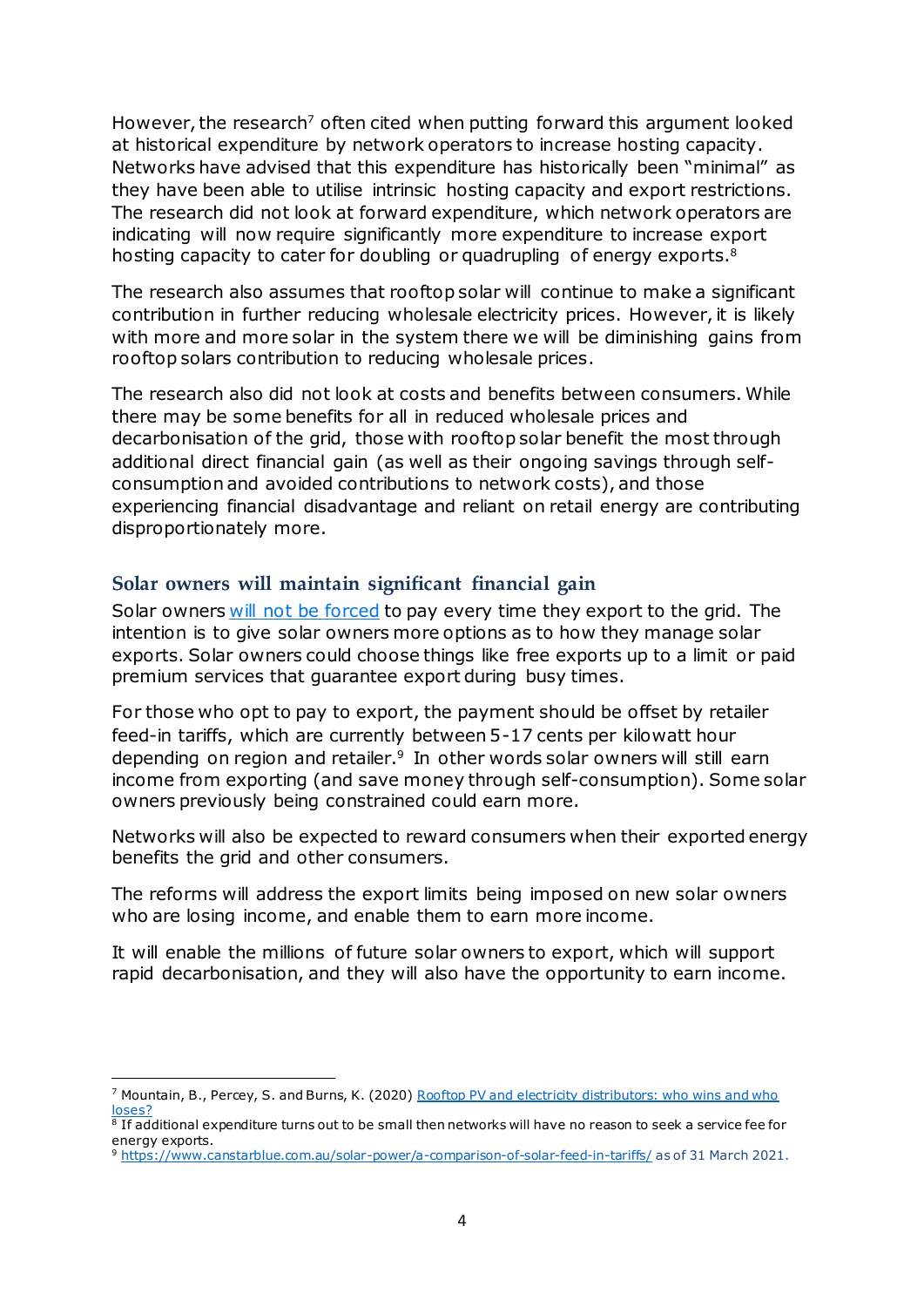However, the research[7] often cited when putting forward this argument looked at historical expenditure by network operators to increase hosting capacity. Networks have advised that this expenditure has historically been "minimal" as they have been able to utilise intrinsic hosting capacity and export restrictions. The research did not look at forward expenditure, which network operators are indicating will now require significantly more expenditure to increase export hosting capacity to cater for doubling or quadrupling of energy exports.[8]

The research also assumes that rooftop solar will continue to make a significant contribution in further reducing wholesale electricity prices. However, it is likely with more and more solar in the system there we will be diminishing gains from rooftop solars contribution to reducing wholesale prices.

The research also did not look at costs and benefits between consumers. While there may be some benefits for all in reduced wholesale prices and decarbonisation of the grid, those with rooftop solar benefit the most through additional direct financial gain (as well as their ongoing savings through self-consumption and avoided contributions to network costs), and those experiencing financial disadvantage and reliant on retail energy are contributing disproportionately more.

## Solar owners will maintain significant financial gain

Solar owners will not be forced to pay every time they export to the grid. The intention is to give solar owners more options as to how they manage solar exports. Solar owners could choose things like free exports up to a limit or paid premium services that guarantee export during busy times.

For those who opt to pay to export, the payment should be offset by retailer feed-in tariffs, which are currently between 5-17 cents per kilowatt hour depending on region and retailer.[9] In other words solar owners will still earn income from exporting (and save money through self-consumption). Some solar owners previously being constrained could earn more.

Networks will also be expected to reward consumers when their exported energy benefits the grid and other consumers.

The reforms will address the export limits being imposed on new solar owners who are losing income, and enable them to earn more income.

It will enable the millions of future solar owners to export, which will support rapid decarbonisation, and they will also have the opportunity to earn income.

---

[7] Mountain, B., Percey, S. and Burns, K. (2020) Rooftop PV and electricity distributors: who wins and who loses?

[8] If additional expenditure turns out to be small then networks will have no reason to seek a service fee for energy exports.

[9] https://www.canstarblue.com.au/solar-power/a-comparison-of-solar-feed-in-tariffs/ as of 31 March 2021.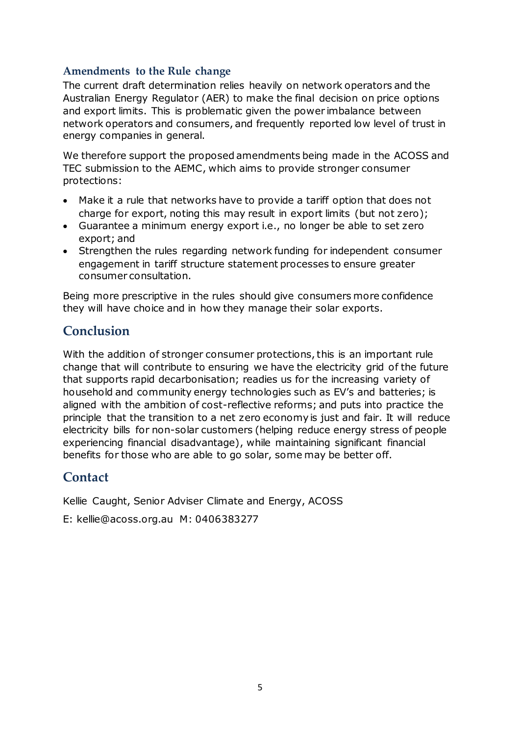### Amendments to the Rule change

The current draft determination relies heavily on network operators and the Australian Energy Regulator (AER) to make the final decision on price options and export limits. This is problematic given the power imbalance between network operators and consumers, and frequently reported low level of trust in energy companies in general.

We therefore support the proposed amendments being made in the ACOSS and TEC submission to the AEMC, which aims to provide stronger consumer protections:

- Make it a rule that networks have to provide a tariff option that does not charge for export, noting this may result in export limits (but not zero);
- Guarantee a minimum energy export i.e., no longer be able to set zero export; and
- Strengthen the rules regarding network funding for independent consumer engagement in tariff structure statement processes to ensure greater consumer consultation.

Being more prescriptive in the rules should give consumers more confidence they will have choice and in how they manage their solar exports.

## Conclusion

With the addition of stronger consumer protections, this is an important rule change that will contribute to ensuring we have the electricity grid of the future that supports rapid decarbonisation; readies us for the increasing variety of household and community energy technologies such as EV's and batteries; is aligned with the ambition of cost-reflective reforms; and puts into practice the principle that the transition to a net zero economy is just and fair. It will reduce electricity bills for non-solar customers (helping reduce energy stress of people experiencing financial disadvantage), while maintaining significant financial benefits for those who are able to go solar, some may be better off.

## Contact

Kellie Caught, Senior Adviser Climate and Energy, ACOSS

E: kellie@acoss.org.au M: 0406383277